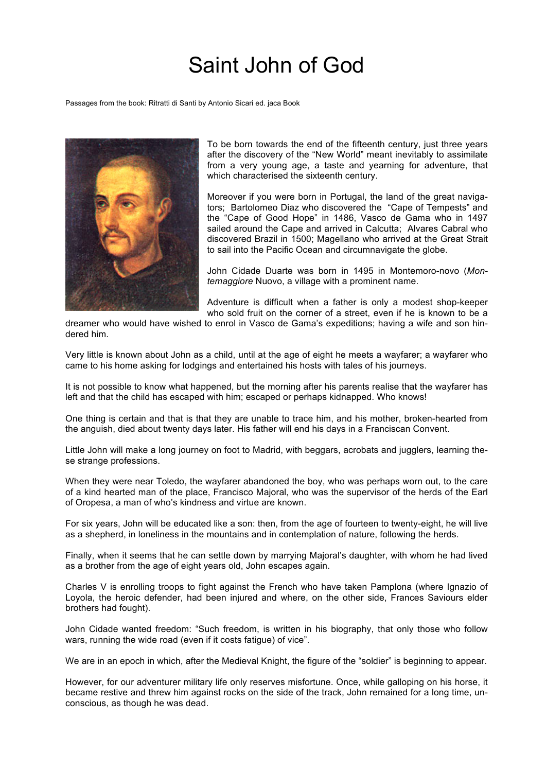# Saint John of God

Passages from the book: Ritratti di Santi by Antonio Sicari ed. jaca Book

To be born towards the end of the fifteenth century, just three years after the discovery of the "New World" meant inevitably to assimilate from a very young age, a taste and yearning for adventure, that which characterised the sixteenth century.

Moreover if you were born in Portugal, the land of the great navigators; Bartolomeo Diaz who discovered the "Cape of Tempests" and the "Cape of Good Hope" in 1486, Vasco de Gama who in 1497 sailed around the Cape and arrived in Calcutta; Alvares Cabral who discovered Brazil in 1500; Magellano who arrived at the Great Strait to sail into the Pacific Ocean and circumnavigate the globe.

John Cidade Duarte was born in 1495 in Montemoro-novo (*Montemaggiore* Nuovo, a village with a prominent name.

Adventure is difficult when a father is only a modest shop-keeper who sold fruit on the corner of a street, even if he is known to be a dreamer who would have wished to enrol in Vasco de Gama's expeditions; having a wife and son hindered him.

Very little is known about John as a child, until at the age of eight he meets a wayfarer; a wayfarer who came to his home asking for lodgings and entertained his hosts with tales of his journeys.

It is not possible to know what happened, but the morning after his parents realise that the wayfarer has left and that the child has escaped with him; escaped or perhaps kidnapped. Who knows!

One thing is certain and that is that they are unable to trace him, and his mother, broken-hearted from the anguish, died about twenty days later. His father will end his days in a Franciscan Convent.

Little John will make a long journey on foot to Madrid, with beggars, acrobats and jugglers, learning these strange professions.

When they were near Toledo, the wayfarer abandoned the boy, who was perhaps worn out, to the care of a kind hearted man of the place, Francisco Majoral, who was the supervisor of the herds of the Earl of Oropesa, a man of who's kindness and virtue are known.

For six years, John will be educated like a son: then, from the age of fourteen to twenty-eight, he will live as a shepherd, in loneliness in the mountains and in contemplation of nature, following the herds.

Finally, when it seems that he can settle down by marrying Majoral's daughter, with whom he had lived as a brother from the age of eight years old, John escapes again.

Charles V is enrolling troops to fight against the French who have taken Pamplona (where Ignazio of Loyola, the heroic defender, had been injured and where, on the other side, Frances Saviours elder brothers had fought).

John Cidade wanted freedom: "Such freedom, is written in his biography, that only those who follow wars, running the wide road (even if it costs fatigue) of vice".

We are in an epoch in which, after the Medieval Knight, the figure of the "soldier" is beginning to appear.

However, for our adventurer military life only reserves misfortune. Once, while galloping on his horse, it became restive and threw him against rocks on the side of the track, John remained for a long time, unconscious, as though he was dead.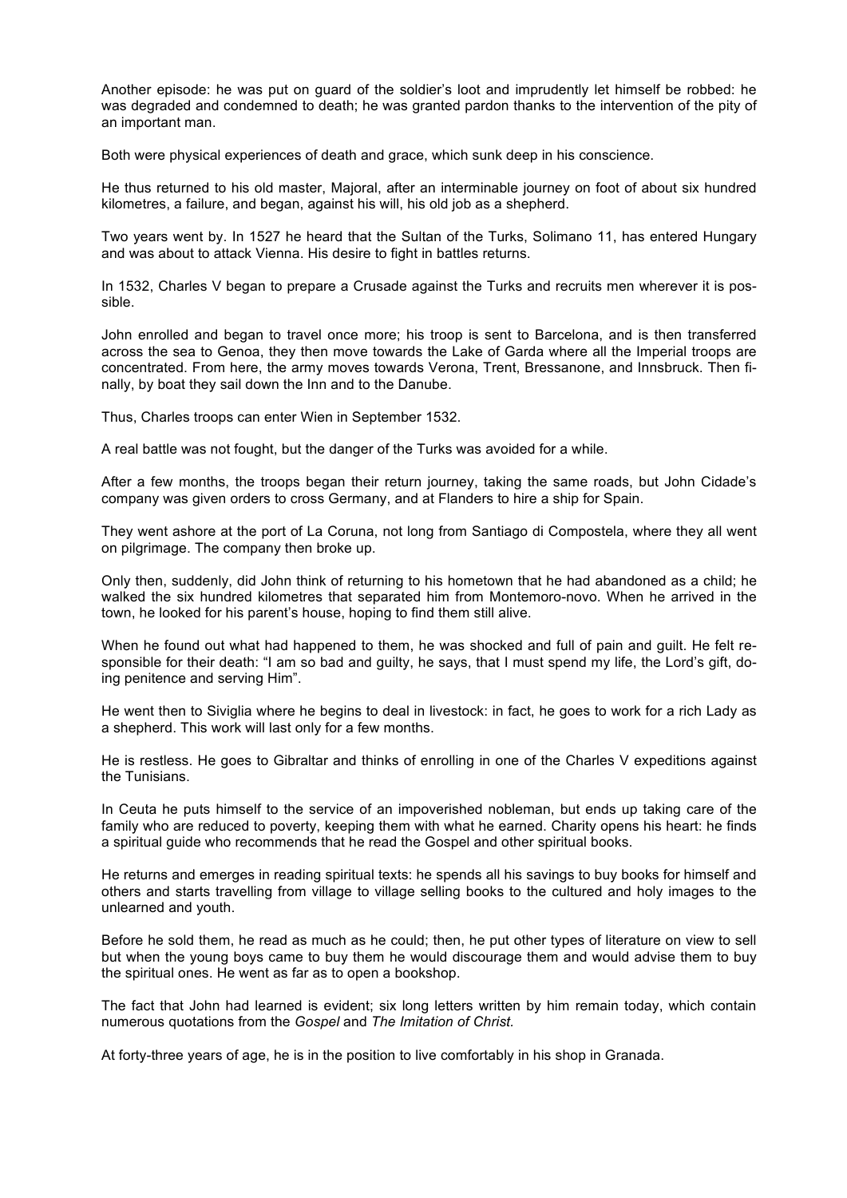Another episode: he was put on guard of the soldier's loot and imprudently let himself be robbed: he was degraded and condemned to death; he was granted pardon thanks to the intervention of the pity of an important man.

Both were physical experiences of death and grace, which sunk deep in his conscience.

He thus returned to his old master, Majoral, after an interminable journey on foot of about six hundred kilometres, a failure, and began, against his will, his old job as a shepherd.

Two years went by. In 1527 he heard that the Sultan of the Turks, Solimano 11, has entered Hungary and was about to attack Vienna. His desire to fight in battles returns.

In 1532, Charles V began to prepare a Crusade against the Turks and recruits men wherever it is possible.

John enrolled and began to travel once more; his troop is sent to Barcelona, and is then transferred across the sea to Genoa, they then move towards the Lake of Garda where all the Imperial troops are concentrated. From here, the army moves towards Verona, Trent, Bressanone, and Innsbruck. Then finally, by boat they sail down the Inn and to the Danube.

Thus, Charles troops can enter Wien in September 1532.

A real battle was not fought, but the danger of the Turks was avoided for a while.

After a few months, the troops began their return journey, taking the same roads, but John Cidade's company was given orders to cross Germany, and at Flanders to hire a ship for Spain.

They went ashore at the port of La Coruna, not long from Santiago di Compostela, where they all went on pilgrimage. The company then broke up.

Only then, suddenly, did John think of returning to his hometown that he had abandoned as a child; he walked the six hundred kilometres that separated him from Montemoro-novo. When he arrived in the town, he looked for his parent's house, hoping to find them still alive.

When he found out what had happened to them, he was shocked and full of pain and guilt. He felt responsible for their death: "I am so bad and guilty, he says, that I must spend my life, the Lord's gift, doing penitence and serving Him".

He went then to Siviglia where he begins to deal in livestock: in fact, he goes to work for a rich Lady as a shepherd. This work will last only for a few months.

He is restless. He goes to Gibraltar and thinks of enrolling in one of the Charles V expeditions against the Tunisians.

In Ceuta he puts himself to the service of an impoverished nobleman, but ends up taking care of the family who are reduced to poverty, keeping them with what he earned. Charity opens his heart: he finds a spiritual guide who recommends that he read the Gospel and other spiritual books.

He returns and emerges in reading spiritual texts: he spends all his savings to buy books for himself and others and starts travelling from village to village selling books to the cultured and holy images to the unlearned and youth.

Before he sold them, he read as much as he could; then, he put other types of literature on view to sell but when the young boys came to buy them he would discourage them and would advise them to buy the spiritual ones. He went as far as to open a bookshop.

The fact that John had learned is evident; six long letters written by him remain today, which contain numerous quotations from the *Gospel* and *The Imitation of Christ.*

At forty-three years of age, he is in the position to live comfortably in his shop in Granada.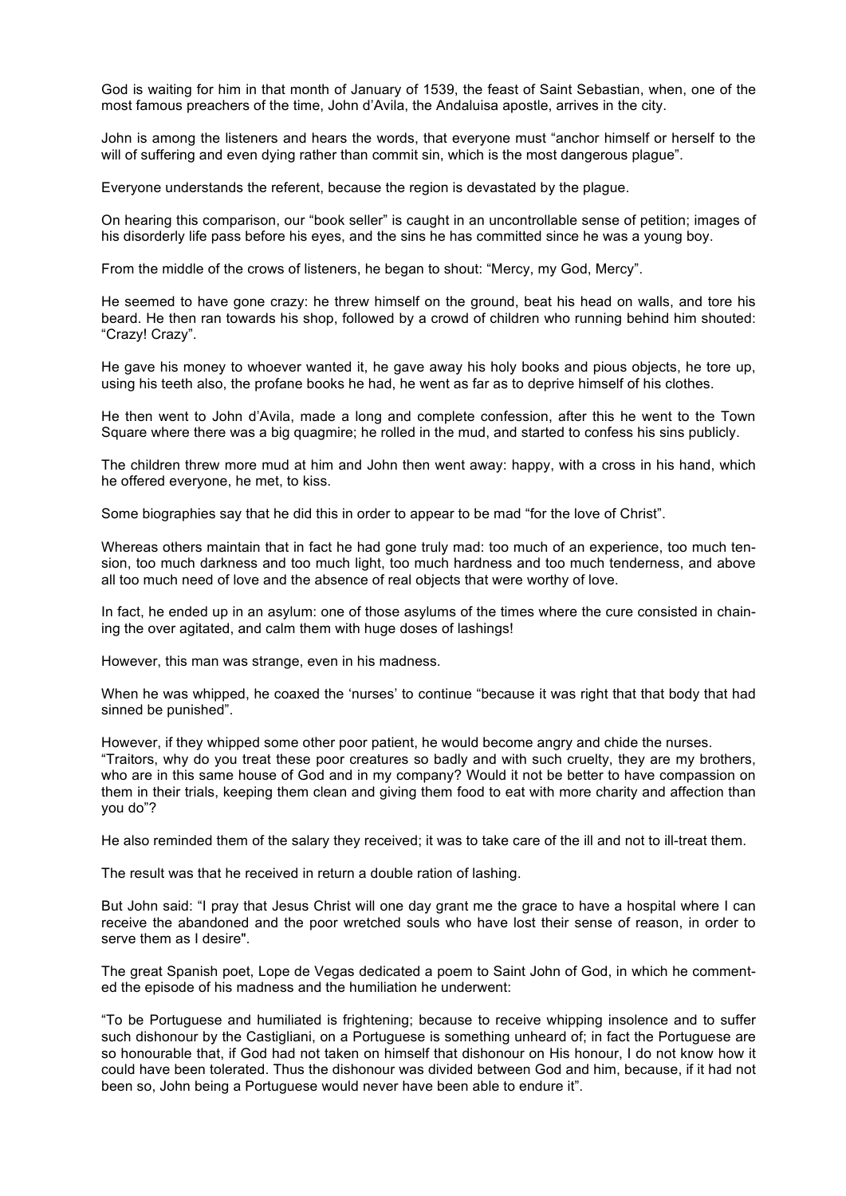God is waiting for him in that month of January of 1539, the feast of Saint Sebastian, when, one of the most famous preachers of the time, John d'Avila, the Andaluisa apostle, arrives in the city.

John is among the listeners and hears the words, that everyone must "anchor himself or herself to the will of suffering and even dying rather than commit sin, which is the most dangerous plague".

Everyone understands the referent, because the region is devastated by the plague.

On hearing this comparison, our "book seller" is caught in an uncontrollable sense of petition; images of his disorderly life pass before his eyes, and the sins he has committed since he was a young boy.

From the middle of the crows of listeners, he began to shout: "Mercy, my God, Mercy".

He seemed to have gone crazy: he threw himself on the ground, beat his head on walls, and tore his beard. He then ran towards his shop, followed by a crowd of children who running behind him shouted: "Crazy! Crazy".

He gave his money to whoever wanted it, he gave away his holy books and pious objects, he tore up, using his teeth also, the profane books he had, he went as far as to deprive himself of his clothes.

He then went to John d'Avila, made a long and complete confession, after this he went to the Town Square where there was a big quagmire; he rolled in the mud, and started to confess his sins publicly.

The children threw more mud at him and John then went away: happy, with a cross in his hand, which he offered everyone, he met, to kiss.

Some biographies say that he did this in order to appear to be mad "for the love of Christ".

Whereas others maintain that in fact he had gone truly mad: too much of an experience, too much tension, too much darkness and too much light, too much hardness and too much tenderness, and above all too much need of love and the absence of real objects that were worthy of love.

In fact, he ended up in an asylum: one of those asylums of the times where the cure consisted in chaining the over agitated, and calm them with huge doses of lashings!

However, this man was strange, even in his madness.

When he was whipped, he coaxed the 'nurses' to continue "because it was right that that body that had sinned be punished".

However, if they whipped some other poor patient, he would become angry and chide the nurses. "Traitors, why do you treat these poor creatures so badly and with such cruelty, they are my brothers, who are in this same house of God and in my company? Would it not be better to have compassion on them in their trials, keeping them clean and giving them food to eat with more charity and affection than you do"?

He also reminded them of the salary they received; it was to take care of the ill and not to ill-treat them.

The result was that he received in return a double ration of lashing.

But John said: "I pray that Jesus Christ will one day grant me the grace to have a hospital where I can receive the abandoned and the poor wretched souls who have lost their sense of reason, in order to serve them as I desire".

The great Spanish poet, Lope de Vegas dedicated a poem to Saint John of God, in which he commented the episode of his madness and the humiliation he underwent:

"To be Portuguese and humiliated is frightening; because to receive whipping insolence and to suffer such dishonour by the Castigliani, on a Portuguese is something unheard of; in fact the Portuguese are so honourable that, if God had not taken on himself that dishonour on His honour, I do not know how it could have been tolerated. Thus the dishonour was divided between God and him, because, if it had not been so, John being a Portuguese would never have been able to endure it".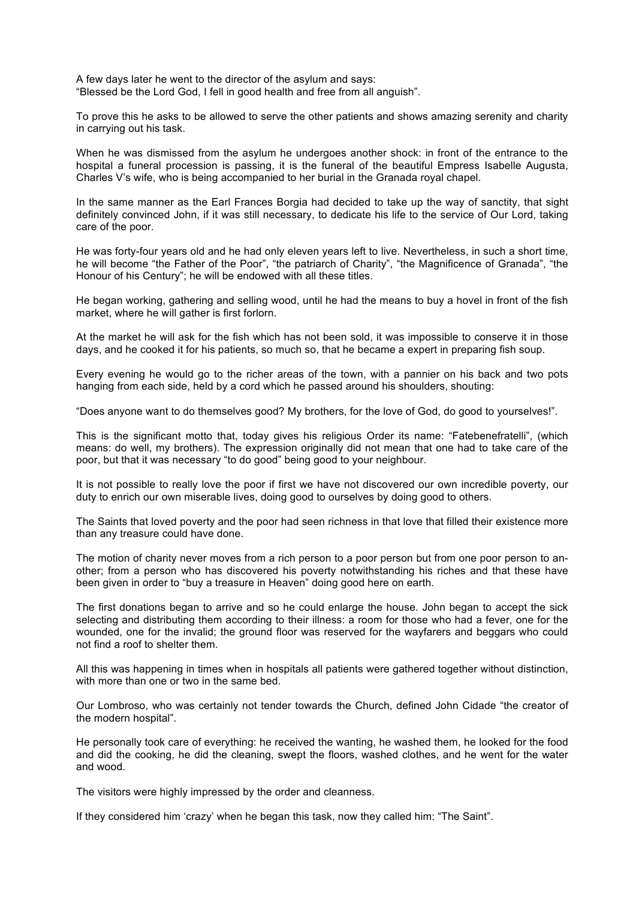A few days later he went to the director of the asylum and says:
"Blessed be the Lord God, I fell in good health and free from all anguish".

To prove this he asks to be allowed to serve the other patients and shows amazing serenity and charity in carrying out his task.

When he was dismissed from the asylum he undergoes another shock: in front of the entrance to the hospital a funeral procession is passing, it is the funeral of the beautiful Empress Isabelle Augusta, Charles V's wife, who is being accompanied to her burial in the Granada royal chapel.

In the same manner as the Earl Frances Borgia had decided to take up the way of sanctity, that sight definitely convinced John, if it was still necessary, to dedicate his life to the service of Our Lord, taking care of the poor.

He was forty-four years old and he had only eleven years left to live. Nevertheless, in such a short time, he will become "the Father of the Poor", "the patriarch of Charity", "the Magnificence of Granada", "the Honour of his Century"; he will be endowed with all these titles.

He began working, gathering and selling wood, until he had the means to buy a hovel in front of the fish market, where he will gather is first forlorn.

At the market he will ask for the fish which has not been sold, it was impossible to conserve it in those days, and he cooked it for his patients, so much so, that he became a expert in preparing fish soup.

Every evening he would go to the richer areas of the town, with a pannier on his back and two pots hanging from each side, held by a cord which he passed around his shoulders, shouting:

"Does anyone want to do themselves good? My brothers, for the love of God, do good to yourselves!".

This is the significant motto that, today gives his religious Order its name: "Fatebenefratelli", (which means: do well, my brothers). The expression originally did not mean that one had to take care of the poor, but that it was necessary "to do good" being good to your neighbour.

It is not possible to really love the poor if first we have not discovered our own incredible poverty, our duty to enrich our own miserable lives, doing good to ourselves by doing good to others.

The Saints that loved poverty and the poor had seen richness in that love that filled their existence more than any treasure could have done.

The motion of charity never moves from a rich person to a poor person but from one poor person to another; from a person who has discovered his poverty notwithstanding his riches and that these have been given in order to "buy a treasure in Heaven" doing good here on earth.

The first donations began to arrive and so he could enlarge the house. John began to accept the sick selecting and distributing them according to their illness: a room for those who had a fever, one for the wounded, one for the invalid; the ground floor was reserved for the wayfarers and beggars who could not find a roof to shelter them.

All this was happening in times when in hospitals all patients were gathered together without distinction, with more than one or two in the same bed.

Our Lombroso, who was certainly not tender towards the Church, defined John Cidade "the creator of the modern hospital".

He personally took care of everything: he received the wanting, he washed them, he looked for the food and did the cooking, he did the cleaning, swept the floors, washed clothes, and he went for the water and wood.

The visitors were highly impressed by the order and cleanness.

If they considered him 'crazy' when he began this task, now they called him: "The Saint".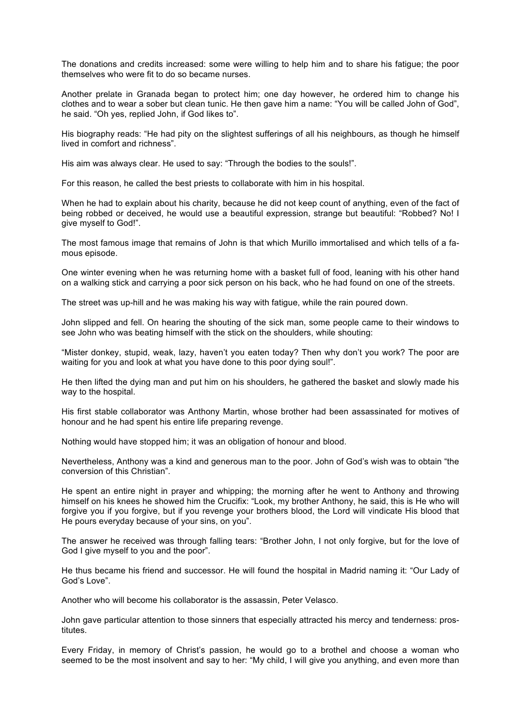The donations and credits increased: some were willing to help him and to share his fatigue; the poor themselves who were fit to do so became nurses.

Another prelate in Granada began to protect him; one day however, he ordered him to change his clothes and to wear a sober but clean tunic. He then gave him a name: "You will be called John of God", he said. "Oh yes, replied John, if God likes to".

His biography reads: "He had pity on the slightest sufferings of all his neighbours, as though he himself lived in comfort and richness".

His aim was always clear. He used to say: "Through the bodies to the souls!".

For this reason, he called the best priests to collaborate with him in his hospital.

When he had to explain about his charity, because he did not keep count of anything, even of the fact of being robbed or deceived, he would use a beautiful expression, strange but beautiful: "Robbed? No! I give myself to God!".

The most famous image that remains of John is that which Murillo immortalised and which tells of a famous episode.

One winter evening when he was returning home with a basket full of food, leaning with his other hand on a walking stick and carrying a poor sick person on his back, who he had found on one of the streets.

The street was up-hill and he was making his way with fatigue, while the rain poured down.

John slipped and fell. On hearing the shouting of the sick man, some people came to their windows to see John who was beating himself with the stick on the shoulders, while shouting:

"Mister donkey, stupid, weak, lazy, haven't you eaten today? Then why don't you work? The poor are waiting for you and look at what you have done to this poor dying soul!".

He then lifted the dying man and put him on his shoulders, he gathered the basket and slowly made his way to the hospital.

His first stable collaborator was Anthony Martin, whose brother had been assassinated for motives of honour and he had spent his entire life preparing revenge.

Nothing would have stopped him; it was an obligation of honour and blood.

Nevertheless, Anthony was a kind and generous man to the poor. John of God's wish was to obtain "the conversion of this Christian".

He spent an entire night in prayer and whipping; the morning after he went to Anthony and throwing himself on his knees he showed him the Crucifix: "Look, my brother Anthony, he said, this is He who will forgive you if you forgive, but if you revenge your brothers blood, the Lord will vindicate His blood that He pours everyday because of your sins, on you".

The answer he received was through falling tears: "Brother John, I not only forgive, but for the love of God I give myself to you and the poor".

He thus became his friend and successor. He will found the hospital in Madrid naming it: "Our Lady of God's Love".

Another who will become his collaborator is the assassin, Peter Velasco.

John gave particular attention to those sinners that especially attracted his mercy and tenderness: prostitutes.

Every Friday, in memory of Christ's passion, he would go to a brothel and choose a woman who seemed to be the most insolvent and say to her: "My child, I will give you anything, and even more than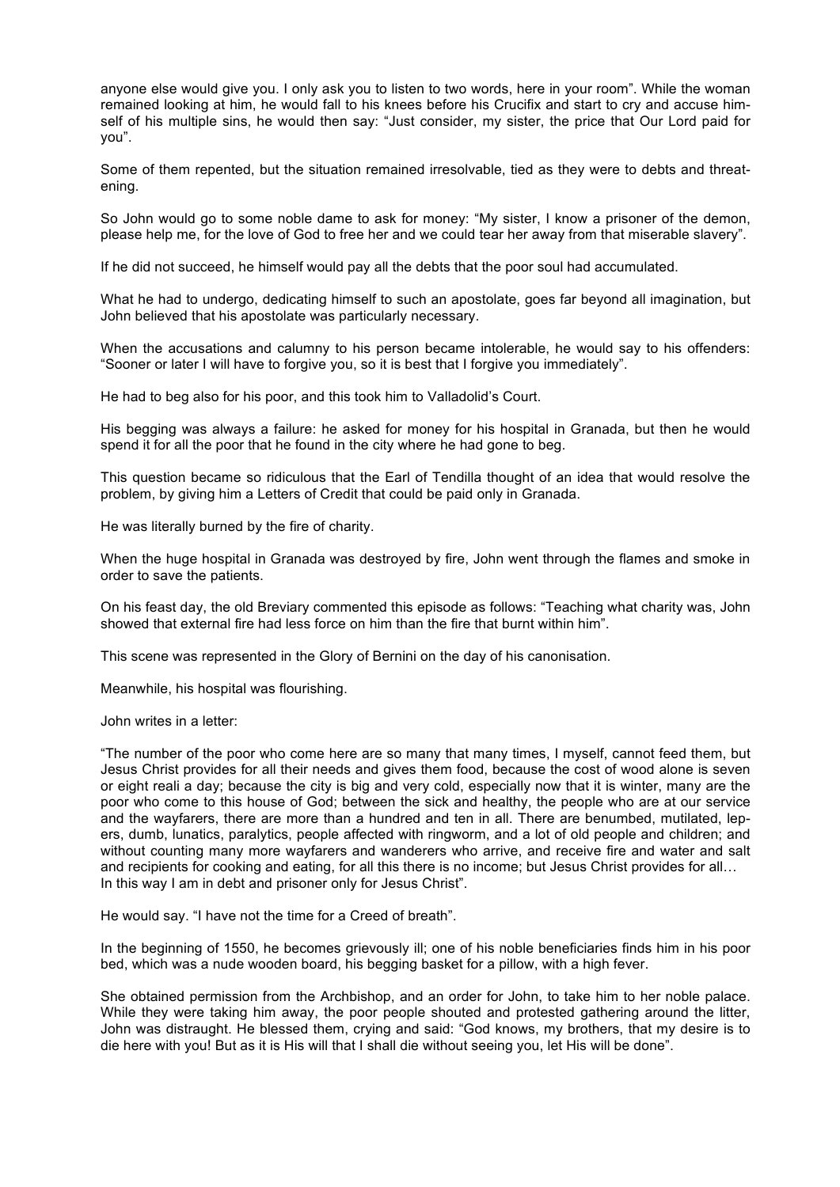anyone else would give you. I only ask you to listen to two words, here in your room". While the woman remained looking at him, he would fall to his knees before his Crucifix and start to cry and accuse himself of his multiple sins, he would then say: "Just consider, my sister, the price that Our Lord paid for you".

Some of them repented, but the situation remained irresolvable, tied as they were to debts and threatening.

So John would go to some noble dame to ask for money: "My sister, I know a prisoner of the demon, please help me, for the love of God to free her and we could tear her away from that miserable slavery".

If he did not succeed, he himself would pay all the debts that the poor soul had accumulated.

What he had to undergo, dedicating himself to such an apostolate, goes far beyond all imagination, but John believed that his apostolate was particularly necessary.

When the accusations and calumny to his person became intolerable, he would say to his offenders: "Sooner or later I will have to forgive you, so it is best that I forgive you immediately".

He had to beg also for his poor, and this took him to Valladolid's Court.

His begging was always a failure: he asked for money for his hospital in Granada, but then he would spend it for all the poor that he found in the city where he had gone to beg.

This question became so ridiculous that the Earl of Tendilla thought of an idea that would resolve the problem, by giving him a Letters of Credit that could be paid only in Granada.

He was literally burned by the fire of charity.

When the huge hospital in Granada was destroyed by fire, John went through the flames and smoke in order to save the patients.

On his feast day, the old Breviary commented this episode as follows: "Teaching what charity was, John showed that external fire had less force on him than the fire that burnt within him".

This scene was represented in the Glory of Bernini on the day of his canonisation.

Meanwhile, his hospital was flourishing.

John writes in a letter:

"The number of the poor who come here are so many that many times, I myself, cannot feed them, but Jesus Christ provides for all their needs and gives them food, because the cost of wood alone is seven or eight reali a day; because the city is big and very cold, especially now that it is winter, many are the poor who come to this house of God; between the sick and healthy, the people who are at our service and the wayfarers, there are more than a hundred and ten in all. There are benumbed, mutilated, lepers, dumb, lunatics, paralytics, people affected with ringworm, and a lot of old people and children; and without counting many more wayfarers and wanderers who arrive, and receive fire and water and salt and recipients for cooking and eating, for all this there is no income; but Jesus Christ provides for all…
In this way I am in debt and prisoner only for Jesus Christ".

He would say. "I have not the time for a Creed of breath".

In the beginning of 1550, he becomes grievously ill; one of his noble beneficiaries finds him in his poor bed, which was a nude wooden board, his begging basket for a pillow, with a high fever.

She obtained permission from the Archbishop, and an order for John, to take him to her noble palace. While they were taking him away, the poor people shouted and protested gathering around the litter, John was distraught. He blessed them, crying and said: "God knows, my brothers, that my desire is to die here with you! But as it is His will that I shall die without seeing you, let His will be done".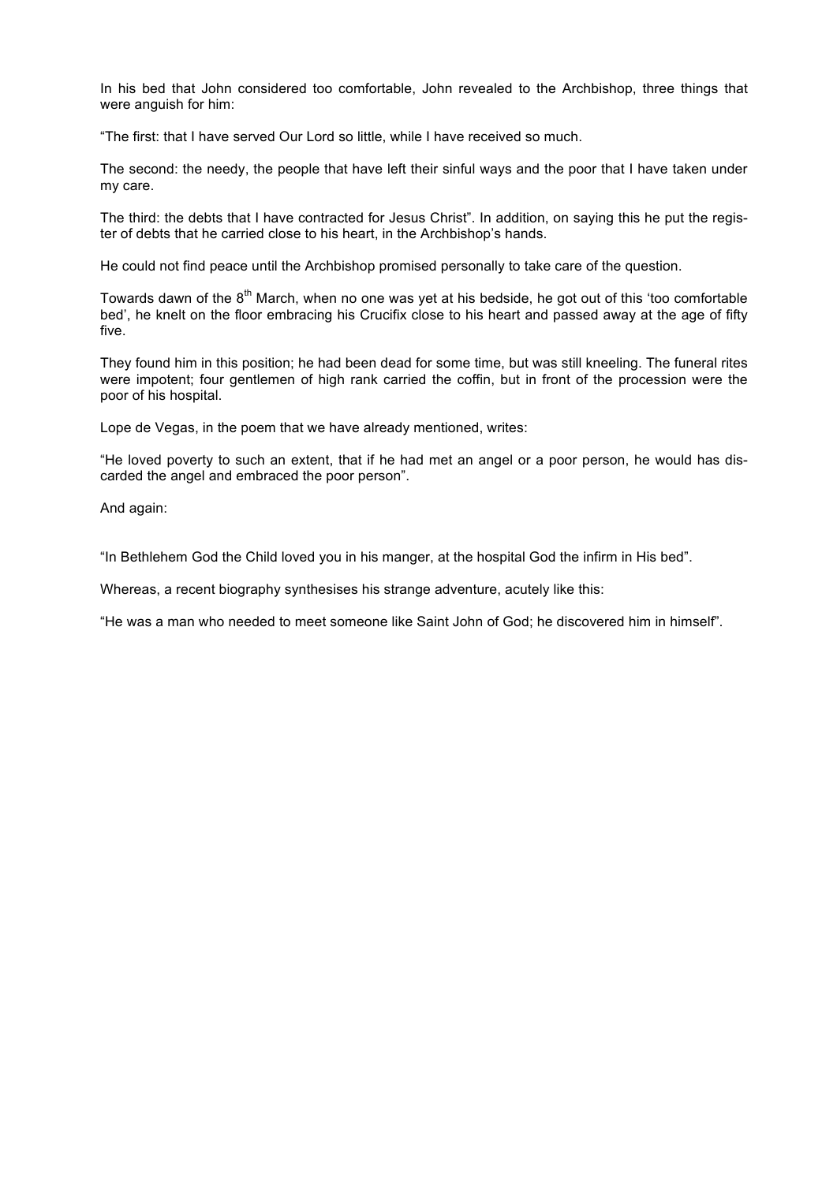In his bed that John considered too comfortable, John revealed to the Archbishop, three things that were anguish for him:

“The first: that I have served Our Lord so little, while I have received so much.

The second: the needy, the people that have left their sinful ways and the poor that I have taken under my care.

The third: the debts that I have contracted for Jesus Christ”. In addition, on saying this he put the register of debts that he carried close to his heart, in the Archbishop’s hands.

He could not find peace until the Archbishop promised personally to take care of the question.

Towards dawn of the 8th March, when no one was yet at his bedside, he got out of this ‘too comfortable bed’, he knelt on the floor embracing his Crucifix close to his heart and passed away at the age of fifty five.

They found him in this position; he had been dead for some time, but was still kneeling. The funeral rites were impotent; four gentlemen of high rank carried the coffin, but in front of the procession were the poor of his hospital.

Lope de Vegas, in the poem that we have already mentioned, writes:

“He loved poverty to such an extent, that if he had met an angel or a poor person, he would has discarded the angel and embraced the poor person”.

And again:

“In Bethlehem God the Child loved you in his manger, at the hospital God the infirm in His bed”.

Whereas, a recent biography synthesises his strange adventure, acutely like this:

“He was a man who needed to meet someone like Saint John of God; he discovered him in himself”.